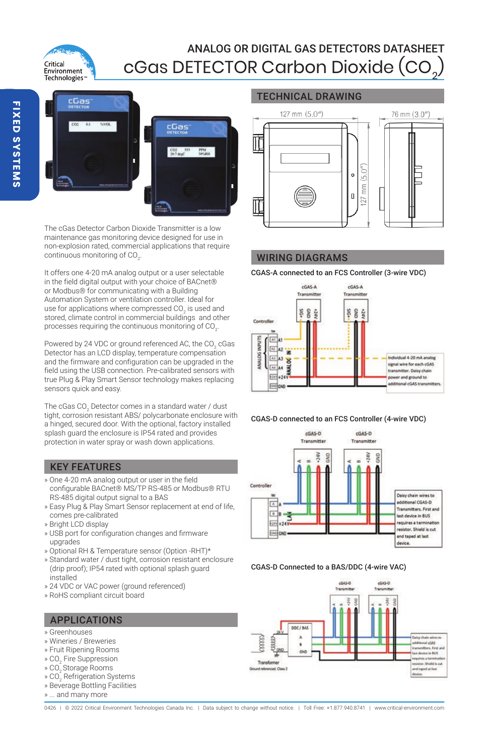# ANALOG OR DIGITAL GAS DETECTORS DATASHEET

# cGas DETECTOR Carbon Dioxide ($CO_2$)

The cGas Detector Carbon Dioxide Transmitter is a low maintenance gas monitoring device designed for use in non-explosion rated, commercial applications that require continuous monitoring of $CO_2$.

It offers one 4-20 mA analog output or a user selectable in the field digital output with your choice of BACnet® or Modbus® for communicating with a Building Automation System or ventilation controller. Ideal for use for applications where compressed $CO_2$ is used and stored, climate control in commercial buildings and other processes requiring the continuous monitoring of $CO_2$.

Powered by 24 VDC or ground referenced AC, the $CO_2$ cGas Detector has an LCD display, temperature compensation and the firmware and configuration can be upgraded in the field using the USB connection. Pre-calibrated sensors with true Plug & Play Smart Sensor technology makes replacing sensors quick and easy.

The cGas $CO_2$ Detector comes in a standard water / dust tight, corrosion resistant ABS/ polycarbonate enclosure with a hinged, secured door. With the optional, factory installed splash guard the enclosure is IP54 rated and provides protection in water spray or wash down applications.

## KEY FEATURES

- One 4-20 mA analog output or user in the field configurable BACnet® MS/TP RS-485 or Modbus® RTU RS-485 digital output signal to a BAS
- Easy Plug & Play Smart Sensor replacement at end of life, comes pre-calibrated
- Bright LCD display
- USB port for configuration changes and firmware upgrades
- Optional RH & Temperature sensor (Option -RHT)*
- Standard water / dust tight, corrosion resistant enclosure (drip proof); IP54 rated with optional splash guard installed
- 24 VDC or VAC power (ground referenced)
- RoHS compliant circuit board

## APPLICATIONS

- Greenhouses
- Wineries / Breweries
- Fruit Ripening Rooms
- $CO_2$ Fire Suppression
- $CO_2$ Storage Rooms
- $CO_2$ Refrigeration Systems
- Beverage Bottling Facilities
- ... and many more

## TECHNICAL DRAWING

127 mm (5.0") · 76 mm (3.0") · 127 mm (5.0")

## WIRING DIAGRAMS

### CGAS-A connected to an FCS Controller (3-wire VDC)

Individual 4-20 mA analog signal wire for each cGAS transmitter. Daisy chain power and ground to additional cGAS transmitters.

### CGAS-D connected to an FCS Controller (4-wire VDC)

Daisy chain wires to additional CGAS-D Transmitters. First and last device in BUS requires a termination resistor. Shield is cut and taped at last device.

### CGAS-D Connected to a BAS/DDC (4-wire VAC)

Daisy chain wires to additional cGAS transmitters. First and last device in BUS requires a termination resistor. Shield is cut and taped at last device.

Transformer Ground referenced, Class 2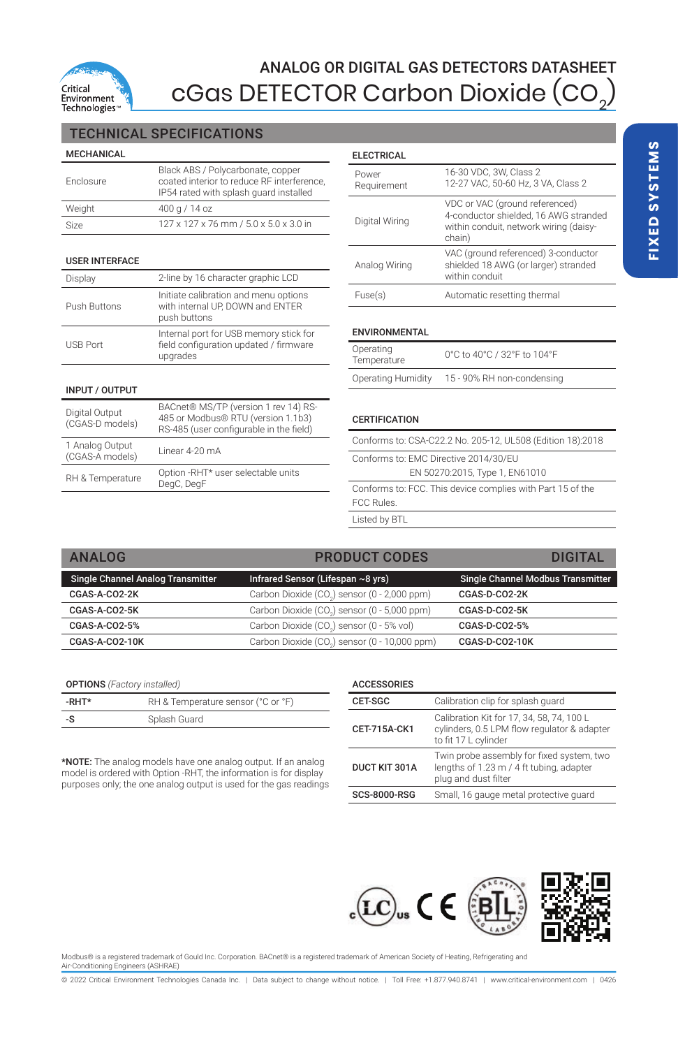# ANALOG OR DIGITAL GAS DETECTORS DATASHEET

# cGas DETECTOR Carbon Dioxide ($CO_2$)

FIXED SYSTEMS

## TECHNICAL SPECIFICATIONS

### MECHANICAL

| | |
|---|---|
| Enclosure | Black ABS / Polycarbonate, copper coated interior to reduce RF interference, IP54 rated with splash guard installed |
| Weight | 400 g / 14 oz |
| Size | 127 x 127 x 76 mm / 5.0 x 5.0 x 3.0 in |

### USER INTERFACE

| | |
|---|---|
| Display | 2-line by 16 character graphic LCD |
| Push Buttons | Initiate calibration and menu options with internal UP, DOWN and ENTER push buttons |
| USB Port | Internal port for USB memory stick for field configuration updated / firmware upgrades |

### INPUT / OUTPUT

| | |
|---|---|
| Digital Output (CGAS-D models) | BACnet® MS/TP (version 1 rev 14) RS-485 or Modbus® RTU (version 1.1b3) RS-485 (user configurable in the field) |
| 1 Analog Output (CGAS-A models) | Linear 4-20 mA |
| RH & Temperature | Option -RHT* user selectable units DegC, DegF |

### ELECTRICAL

| | |
|---|---|
| Power Requirement | 16-30 VDC, 3W, Class 2<br>12-27 VAC, 50-60 Hz, 3 VA, Class 2 |
| Digital Wiring | VDC or VAC (ground referenced) 4-conductor shielded, 16 AWG stranded within conduit, network wiring (daisy-chain) |
| Analog Wiring | VAC (ground referenced) 3-conductor shielded 18 AWG (or larger) stranded within conduit |
| Fuse(s) | Automatic resetting thermal |

### ENVIRONMENTAL

| | |
|---|---|
| Operating Temperature | 0°C to 40°C / 32°F to 104°F |
| Operating Humidity | 15 - 90% RH non-condensing |

### CERTIFICATION

- Conforms to: CSA-C22.2 No. 205-12, UL508 (Edition 18):2018
- Conforms to: EMC Directive 2014/30/EU EN 50270:2015, Type 1, EN61010
- Conforms to: FCC. This device complies with Part 15 of the FCC Rules.
- Listed by BTL

## PRODUCT CODES

| ANALOG<br>Single Channel Analog Transmitter | Infrared Sensor (Lifespan ~8 yrs) | DIGITAL<br>Single Channel Modbus Transmitter |
|---|---|---|
| **CGAS-A-CO2-2K** | Carbon Dioxide ($CO_2$) sensor (0 - 2,000 ppm) | **CGAS-D-CO2-2K** |
| **CGAS-A-CO2-5K** | Carbon Dioxide ($CO_2$) sensor (0 - 5,000 ppm) | **CGAS-D-CO2-5K** |
| **CGAS-A-CO2-5%** | Carbon Dioxide ($CO_2$) sensor (0 - 5% vol) | **CGAS-D-CO2-5%** |
| **CGAS-A-CO2-10K** | Carbon Dioxide ($CO_2$) sensor (0 - 10,000 ppm) | **CGAS-D-CO2-10K** |

### OPTIONS *(Factory installed)*

| | |
|---|---|
| **-RHT*** | RH & Temperature sensor (°C or °F) |
| **-S** | Splash Guard |

***NOTE:** The analog models have one analog output. If an analog model is ordered with Option -RHT, the information is for display purposes only; the one analog output is used for the gas readings

### ACCESSORIES

| | |
|---|---|
| **CET-SGC** | Calibration clip for splash guard |
| **CET-715A-CK1** | Calibration Kit for 17, 34, 58, 74, 100 L cylinders, 0.5 LPM flow regulator & adapter to fit 17 L cylinder |
| **DUCT KIT 301A** | Twin probe assembly for fixed system, two lengths of 1.23 m / 4 ft tubing, adapter plug and dust filter |
| **SCS-8000-RSG** | Small, 16 gauge metal protective guard |

Modbus® is a registered trademark of Gould Inc. Corporation. BACnet® is a registered trademark of American Society of Heating, Refrigerating and Air-Conditioning Engineers (ASHRAE)

© 2022 Critical Environment Technologies Canada Inc. | Data subject to change without notice. | Toll Free: +1.877.940.8741 | www.critical-environment.com | 0426